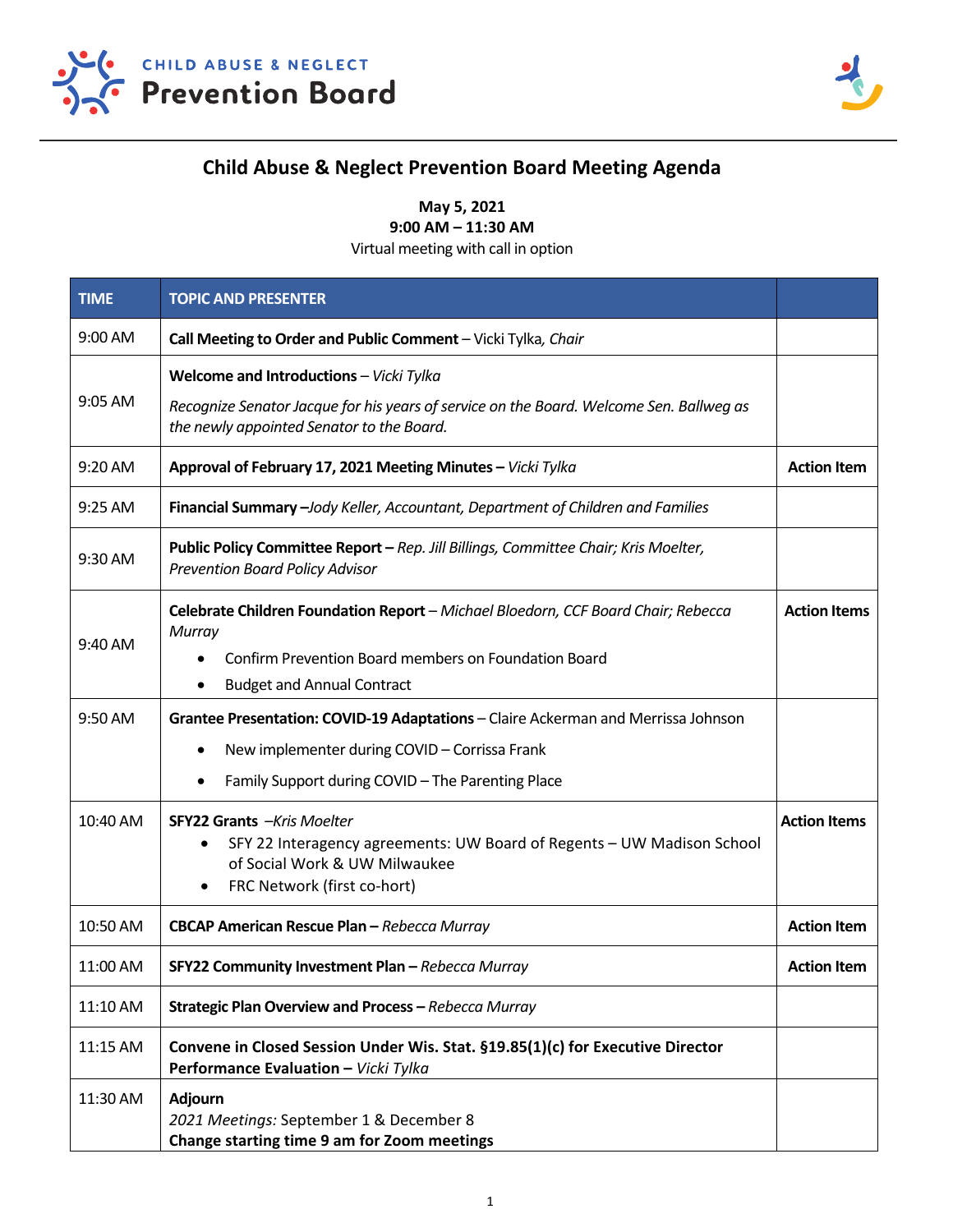CHILD ABUSE & NEGLECT
**Prevention Board**

# Child Abuse & Neglect Prevention Board Meeting Agenda

**May 5, 2021**
**9:00 AM – 11:30 AM**
Virtual meeting with call in option

| TIME | TOPIC AND PRESENTER | |
|---|---|---|
| 9:00 AM | **Call Meeting to Order and Public Comment** – Vicki Tylka, *Chair* | |
| 9:05 AM | **Welcome and Introductions** – *Vicki Tylka*<br>*Recognize Senator Jacque for his years of service on the Board. Welcome Sen. Ballweg as the newly appointed Senator to the Board.* | |
| 9:20 AM | **Approval of February 17, 2021 Meeting Minutes –** *Vicki Tylka* | **Action Item** |
| 9:25 AM | **Financial Summary –***Jody Keller, Accountant, Department of Children and Families* | |
| 9:30 AM | **Public Policy Committee Report –** *Rep. Jill Billings, Committee Chair; Kris Moelter, Prevention Board Policy Advisor* | |
| 9:40 AM | **Celebrate Children Foundation Report** – *Michael Bloedorn, CCF Board Chair; Rebecca Murray*<br>• Confirm Prevention Board members on Foundation Board<br>• Budget and Annual Contract | **Action Items** |
| 9:50 AM | **Grantee Presentation: COVID-19 Adaptations** – Claire Ackerman and Merrissa Johnson<br>• New implementer during COVID – Corrissa Frank<br>• Family Support during COVID – The Parenting Place | |
| 10:40 AM | **SFY22 Grants** –*Kris Moelter*<br>• SFY 22 Interagency agreements: UW Board of Regents – UW Madison School of Social Work & UW Milwaukee<br>• FRC Network (first co-hort) | **Action Items** |
| 10:50 AM | **CBCAP American Rescue Plan –** *Rebecca Murray* | **Action Item** |
| 11:00 AM | **SFY22 Community Investment Plan –** *Rebecca Murray* | **Action Item** |
| 11:10 AM | **Strategic Plan Overview and Process –** *Rebecca Murray* | |
| 11:15 AM | **Convene in Closed Session Under Wis. Stat. §19.85(1)(c) for Executive Director Performance Evaluation –** *Vicki Tylka* | |
| 11:30 AM | **Adjourn**<br>*2021 Meetings:* September 1 & December 8<br>**Change starting time 9 am for Zoom meetings** | |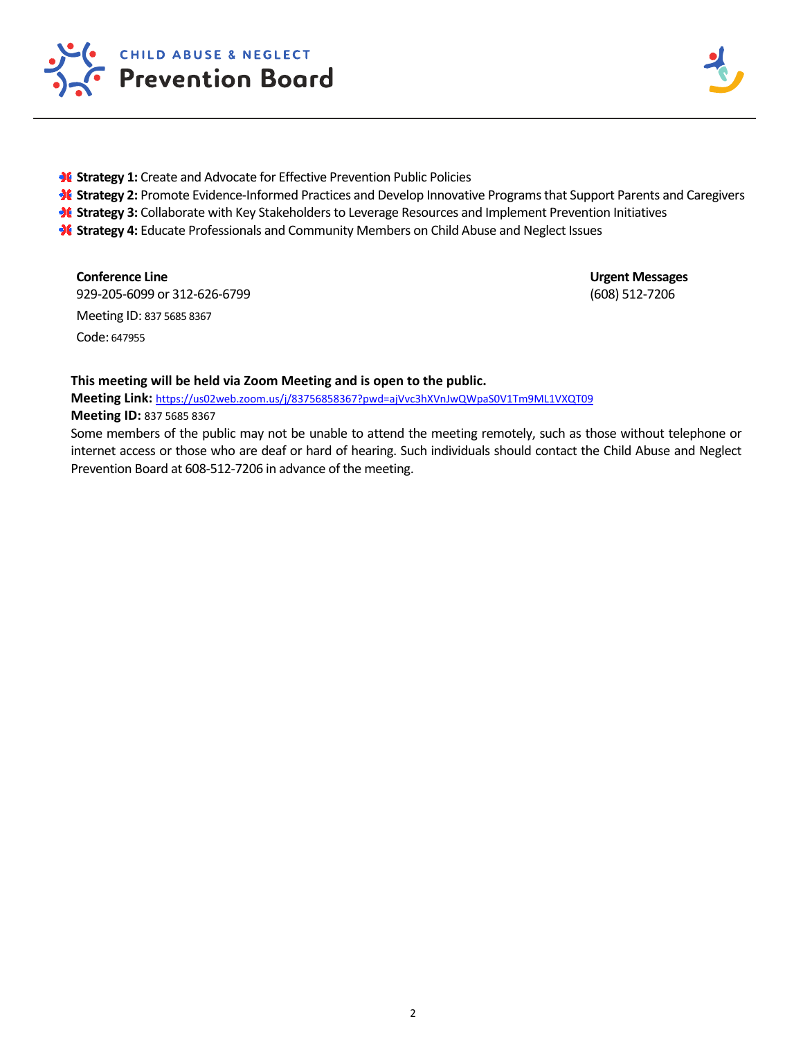# CHILD ABUSE & NEGLECT Prevention Board

- **Strategy 1:** Create and Advocate for Effective Prevention Public Policies
- **Strategy 2:** Promote Evidence-Informed Practices and Develop Innovative Programs that Support Parents and Caregivers
- **Strategy 3:** Collaborate with Key Stakeholders to Leverage Resources and Implement Prevention Initiatives
- **Strategy 4:** Educate Professionals and Community Members on Child Abuse and Neglect Issues

**Conference Line**
929-205-6099 or 312-626-6799
Meeting ID: 837 5685 8367
Code: 647955

**Urgent Messages**
(608) 512-7206

**This meeting will be held via Zoom Meeting and is open to the public.**
**Meeting Link:** https://us02web.zoom.us/j/83756858367?pwd=ajVvc3hXVnJwQWpaS0V1Tm9ML1VXQT09
**Meeting ID:** 837 5685 8367
Some members of the public may not be unable to attend the meeting remotely, such as those without telephone or internet access or those who are deaf or hard of hearing. Such individuals should contact the Child Abuse and Neglect Prevention Board at 608-512-7206 in advance of the meeting.